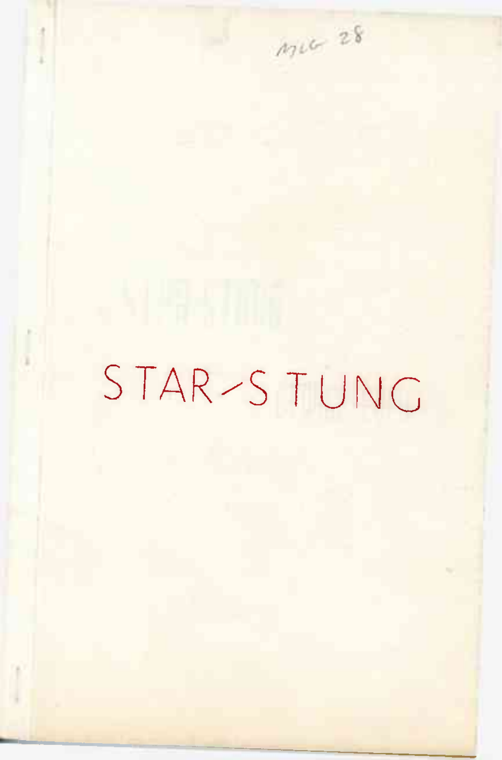MLG 28

# STAR-STUNG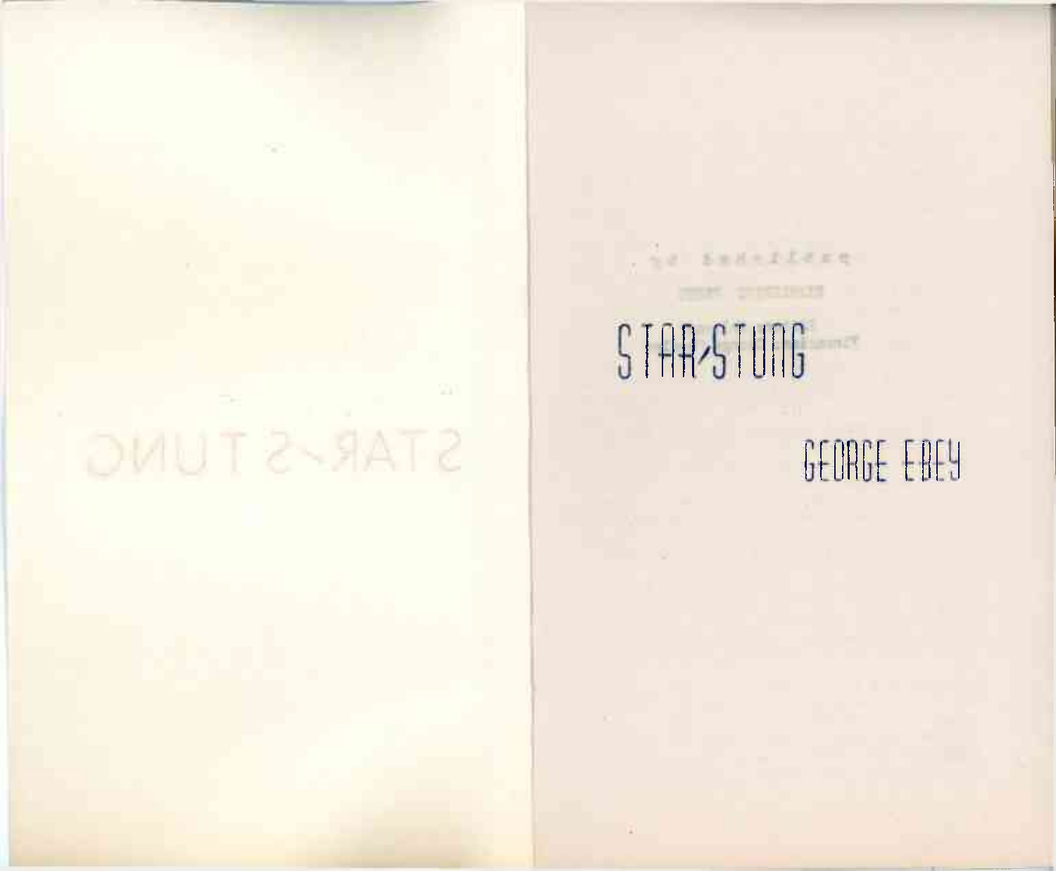# STAR-STUNG

## GEORGE EBEY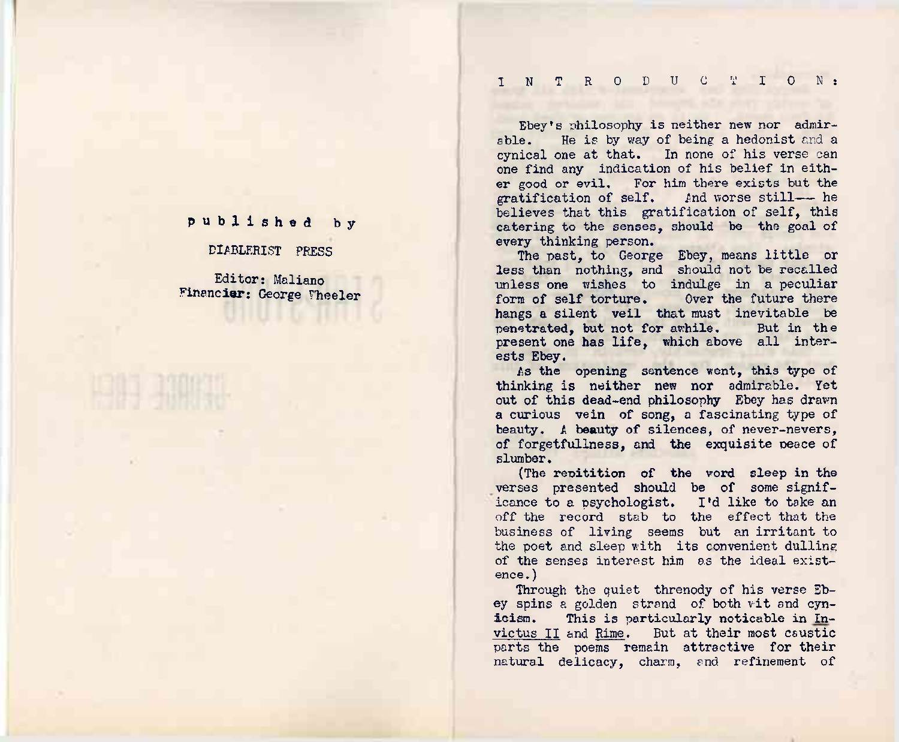published by

DIABLERIST PRESS

Editor: Maliano
Financier: George Wheeler

# I N T R O D U C T I O N :

Ebey's philosophy is neither new nor admirable. He is by way of being a hedonist and a cynical one at that. In none of his verse can one find any indication of his belief in either good or evil. For him there exists but the gratification of self. And worse still—— he believes that this gratification of self, this catering to the senses, should be the goal of every thinking person.

The past, to George Ebey, means little or less than nothing, and should not be recalled unless one wishes to indulge in a peculiar form of self torture. Over the future there hangs a silent veil that must inevitable be penetrated, but not for awhile. But in the present one has life, which above all interests Ebey.

As the opening sentence went, this type of thinking is neither new nor admirable. Yet out of this dead-end philosophy Ebey has drawn a curious vein of song, a fascinating type of beauty. A beauty of silences, of never-nevers, of forgetfullness, and the exquisite peace of slumber.

(The repitition of the word sleep in the verses presented should be of some significance to a psychologist. I'd like to take an off the record stab to the effect that the business of living seems but an irritant to the poet and sleep with its convenient dulling of the senses interest him as the ideal existence.)

Through the quiet threnody of his verse Ebey spins a golden strand of both wit and cynicism. This is particularly noticable in Invictus II and Rime. But at their most caustic parts the poems remain attractive for their natural delicacy, charm, and refinement of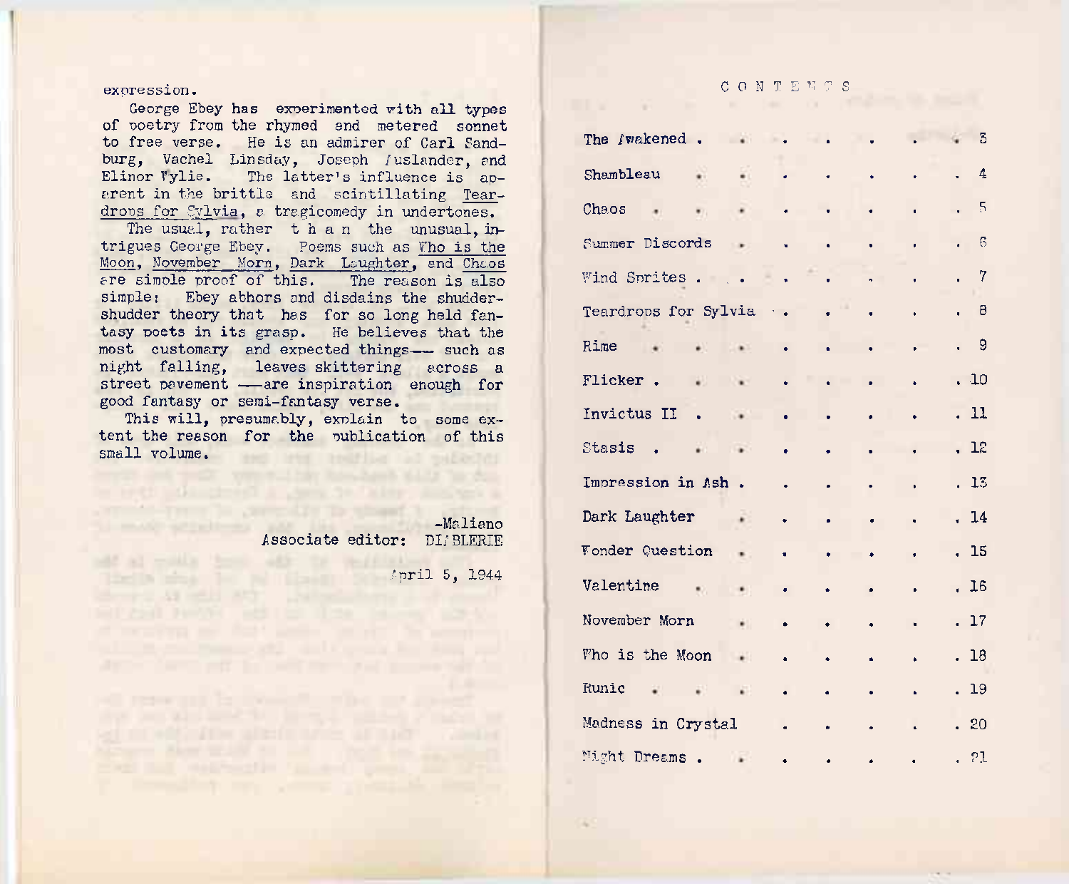expression.

George Ebey has experimented with all types of poetry from the rhymed and metered sonnet to free verse. He is an admirer of Carl Sandburg, Vachel Linsday, Joseph Auslander, and Elinor Wylie. The latter's influence is aparent in the brittle and scintillating <u>Teardrops for Sylvia</u>, a tragicomedy in undertones.

The usual, rather than the unusual, intrigues George Ebey. Poems such as <u>Who is the Moon</u>, <u>November Morn</u>, <u>Dark Laughter</u>, and <u>Chaos</u> are simple proof of this. The reason is also simple: Ebey abhors and disdains the shudder-shudder theory that has for so long held fantasy poets in its grasp. He believes that the most customary and expected things—— such as night falling, leaves skittering across a street pavement ——are inspiration enough for good fantasy or semi-fantasy verse.

This will, presumably, explain to some extent the reason for the publication of this small volume.

-Maliano
Associate editor: DIABLERIE

April 5, 1944

C O N T E N T S

| | |
|---|---|
| The Awakened . . . . . . . . | 3 |
| Shambleau . . . . . . . . | 4 |
| Chaos . . . . . . . . | 5 |
| Summer Discords . . . . . . . | 6 |
| Wind Sprites . . . . . . . . | 7 |
| Teardrops for Sylvia . . . . . . | 8 |
| Rime . . . . . . . . | 9 |
| Flicker . . . . . . . . | 10 |
| Invictus II . . . . . . . | 11 |
| Stasis . . . . . . . . | 12 |
| Impression in Ash . . . . . . | 13 |
| Dark Laughter . . . . . . . | 14 |
| Wonder Question . . . . . . | 15 |
| Valentine . . . . . . . . | 16 |
| November Morn . . . . . . . | 17 |
| Who is the Moon . . . . . . | 18 |
| Runic . . . . . . . . | 19 |
| Madness in Crystal . . . . . . | 20 |
| Night Dreams . . . . . . . | 21 |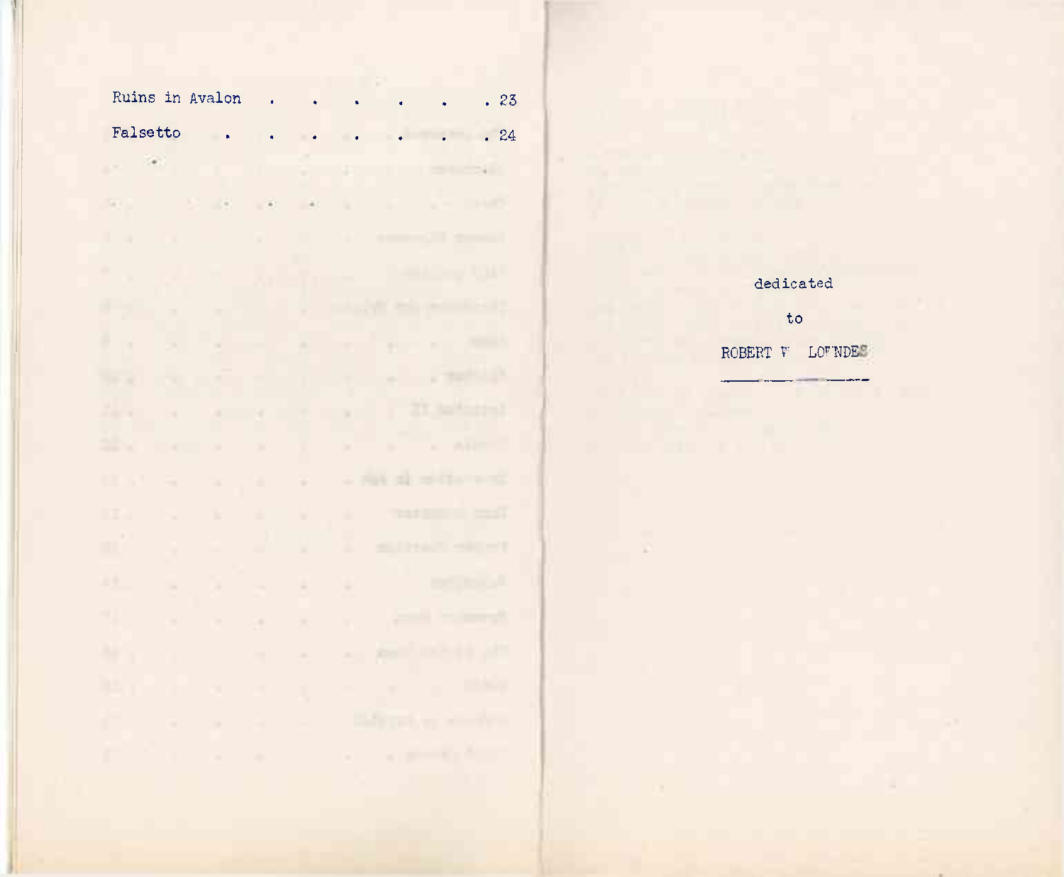Ruins in Avalon . . . . . . . 23

Falsetto . . . . . . . . 24

dedicated

to

ROBERT W LOWNDES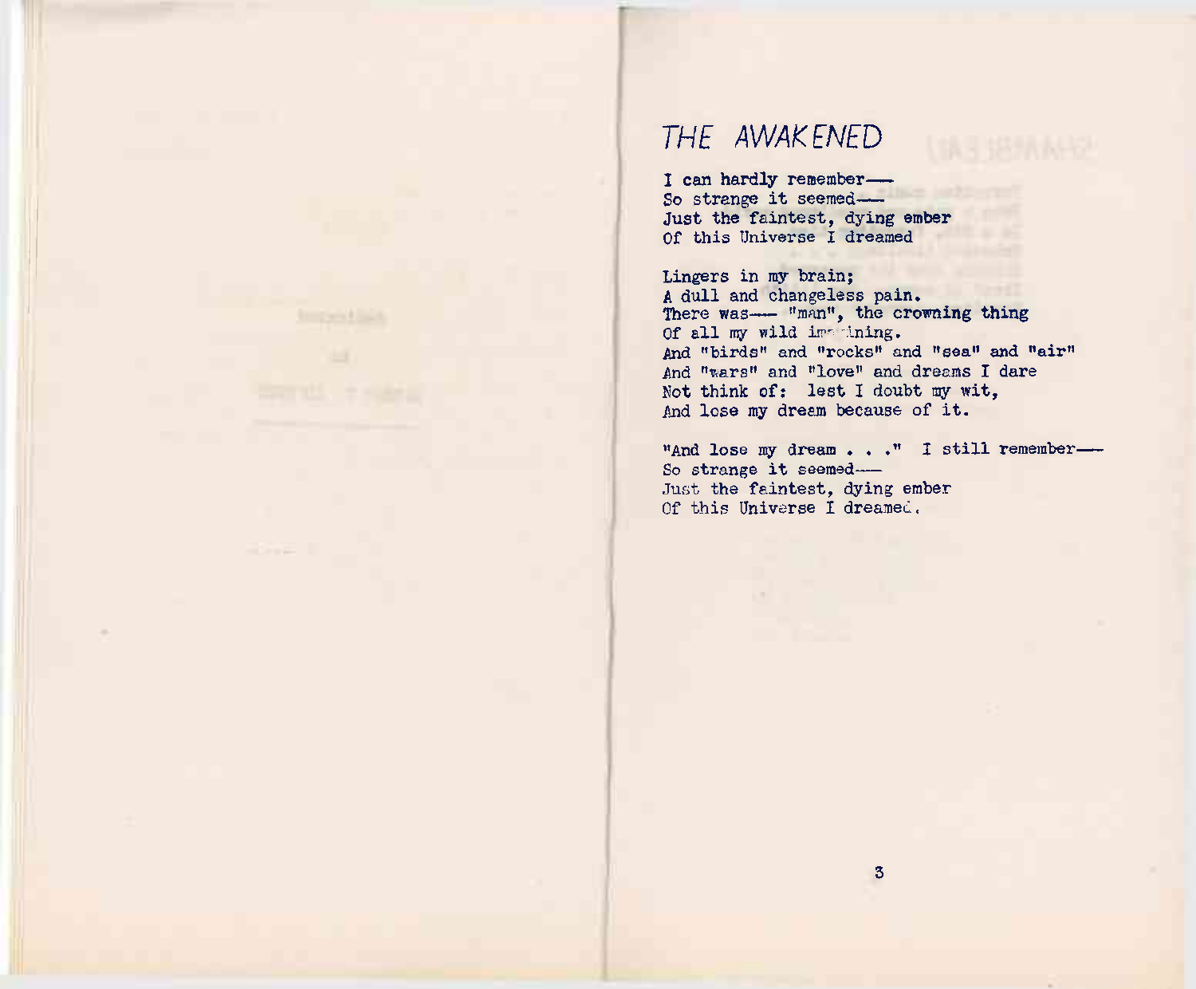# THE AWAKENED

I can hardly remember—
So strange it seemed—
Just the faintest, dying ember
Of this Universe I dreamed

Lingers in my brain;
A dull and changeless pain.
There was— "man", the crowning thing
Of all my wild imagining.
And "birds" and "rocks" and "sea" and "air"
And "wars" and "love" and dreams I dare
Not think of: lest I doubt my wit,
And lose my dream because of it.

"And lose my dream . . ." I still remember—
So strange it seemed—
Just the faintest, dying ember
Of this Universe I dreamed.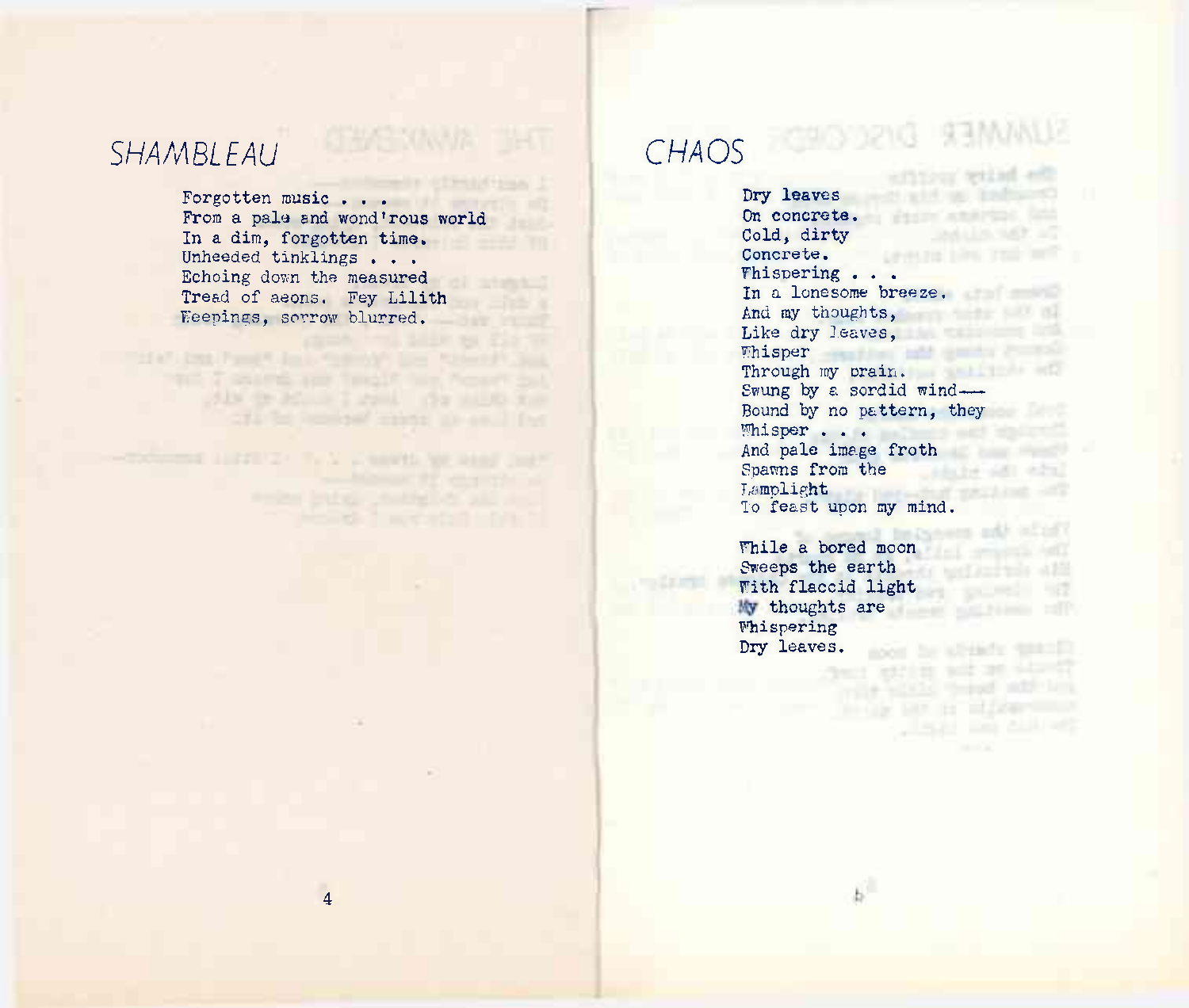# SHAMBLEAU

Forgotten music . . .
From a pale and wond'rous world
In a dim, forgotten time.
Unheeded tinklings . . .
Echoing down the measured
Tread of aeons. Fey Lilith
Weepings, sorrow blurred.

# CHAOS

Dry leaves
On concrete.
Cold, dirty
Concrete.
Whispering . . .
In a lonesome breeze.
And my thoughts,
Like dry leaves,
Whisper
Through my brain.
Swung by a sordid wind—
Bound by no pattern, they
Whisper . . .
And pale image froth
Spawns from the
Lamplight
To feast upon my mind.

While a bored moon
Sweeps the earth
With flaccid light
My thoughts are
Whispering
Dry leaves.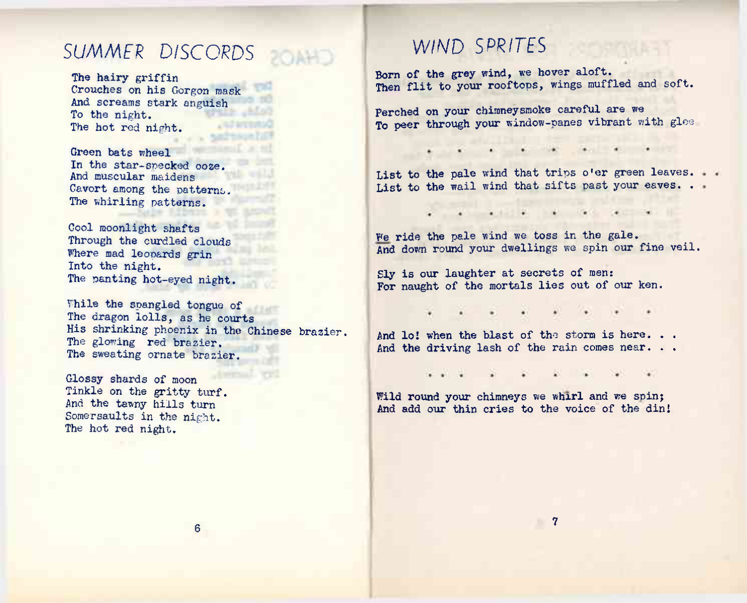# SUMMER DISCORDS

The hairy griffin
Crouches on his Gorgon mask
And screams stark anguish
To the night.
The hot red night.

Green bats wheel
In the star-specked ooze.
And muscular maidens
Cavort among the patterns.
The whirling patterns.

Cool moonlight shafts
Through the curdled clouds
Where mad leopards grin
Into the night.
The panting hot-eyed night.

While the spangled tongue of
The dragon lolls, as he courts
His shrinking phoenix in the Chinese brazier.
The glowing red brazier.
The sweating ornate brazier.

Glossy shards of moon
Tinkle on the gritty turf.
And the tawny hills turn
Somersaults in the night.
The hot red night.

# WIND SPRITES

Born of the grey wind, we hover aloft.
Then flit to your rooftops, wings muffled and soft.

Perched on your chimneysmoke careful are we
To peer through your window-panes vibrant with glee

. . . . . . . .

List to the pale wind that trips o'er green leaves. . .
List to the wail wind that sifts past your eaves. . .

. . . . . . .

We ride the pale wind we toss in the gale.
And down round your dwellings we spin our fine veil.

Sly is our laughter at secrets of men:
For naught of the mortals lies out of our ken.

. . . . . . . .

And lo! when the blast of the storm is here. . .
And the driving lash of the rain comes near. . .

. . . . . . . . .

Wild round your chimneys we whirl and we spin;
And add our thin cries to the voice of the din!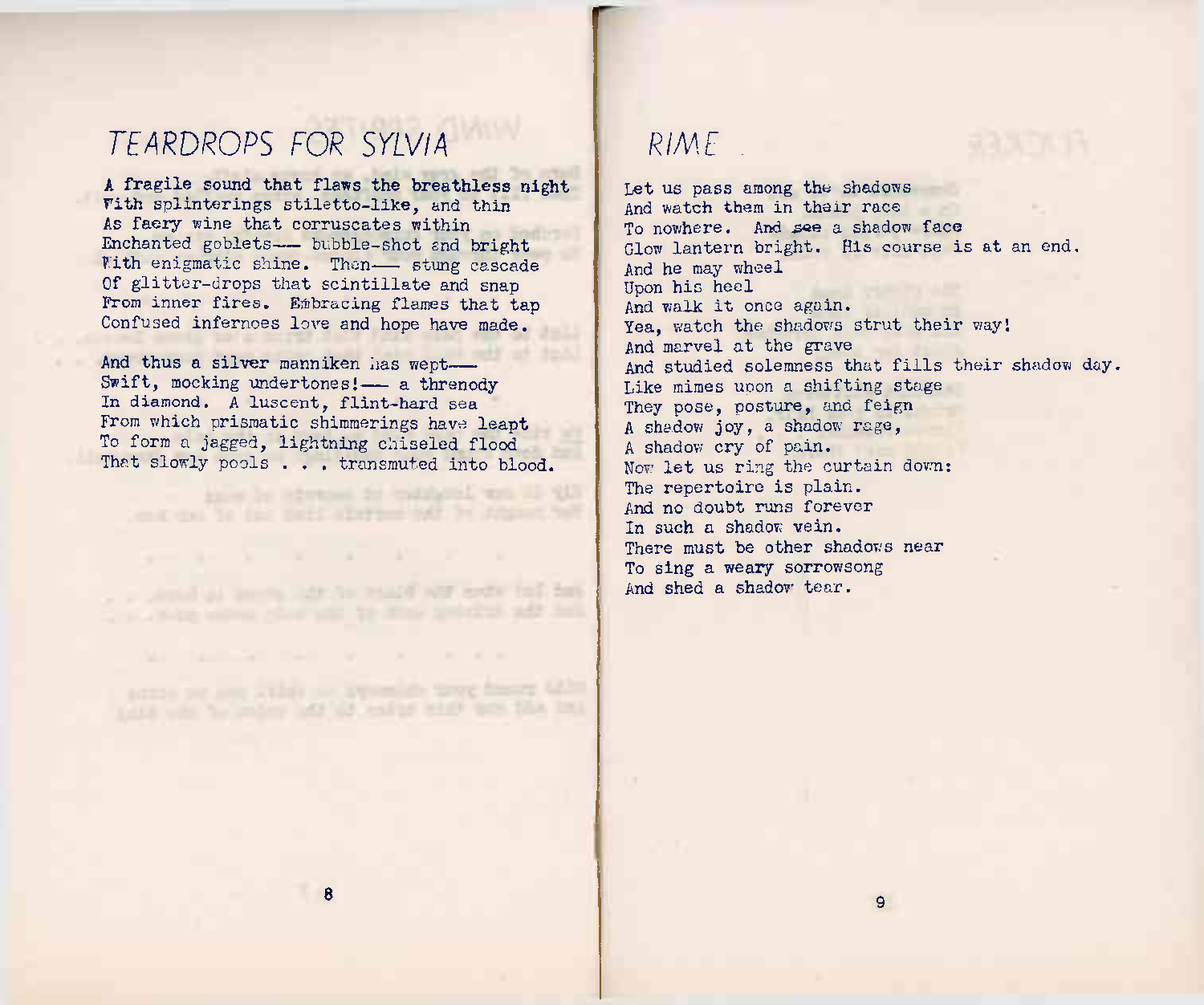# TEARDROPS FOR SYLVIA

A fragile sound that flaws the breathless night  
With splinterings stiletto-like, and thin  
As faery wine that corruscates within  
Enchanted goblets—— bubble-shot and bright  
With enigmatic shine. Then—— stung cascade  
Of glitter-drops that scintillate and snap  
From inner fires. Embracing flames that tap  
Confused infernoes love and hope have made.

And thus a silver manniken has wept——  
Swift, mocking undertones!—— a threnody  
In diamond. A luscent, flint-hard sea  
From which prismatic shimmerings have leapt  
To form a jagged, lightning chiseled flood  
That slowly pools . . . transmuted into blood.

# RIME

Let us pass among the shadows  
And watch them in their race  
To nowhere. And see a shadow face  
Glow lantern bright. His course is at an end.  
And he may wheel  
Upon his heel  
And walk it once again.  
Yea, watch the shadows strut their way!  
And marvel at the grave  
And studied solemness that fills their shadow day.  
Like mimes upon a shifting stage  
They pose, posture, and feign  
A shadow joy, a shadow rage,  
A shadow cry of pain.  
Now let us ring the curtain down:  
The repertoire is plain.  
And no doubt runs forever  
In such a shadow vein.  
There must be other shadows near  
To sing a weary sorrowsong  
And shed a shadow tear.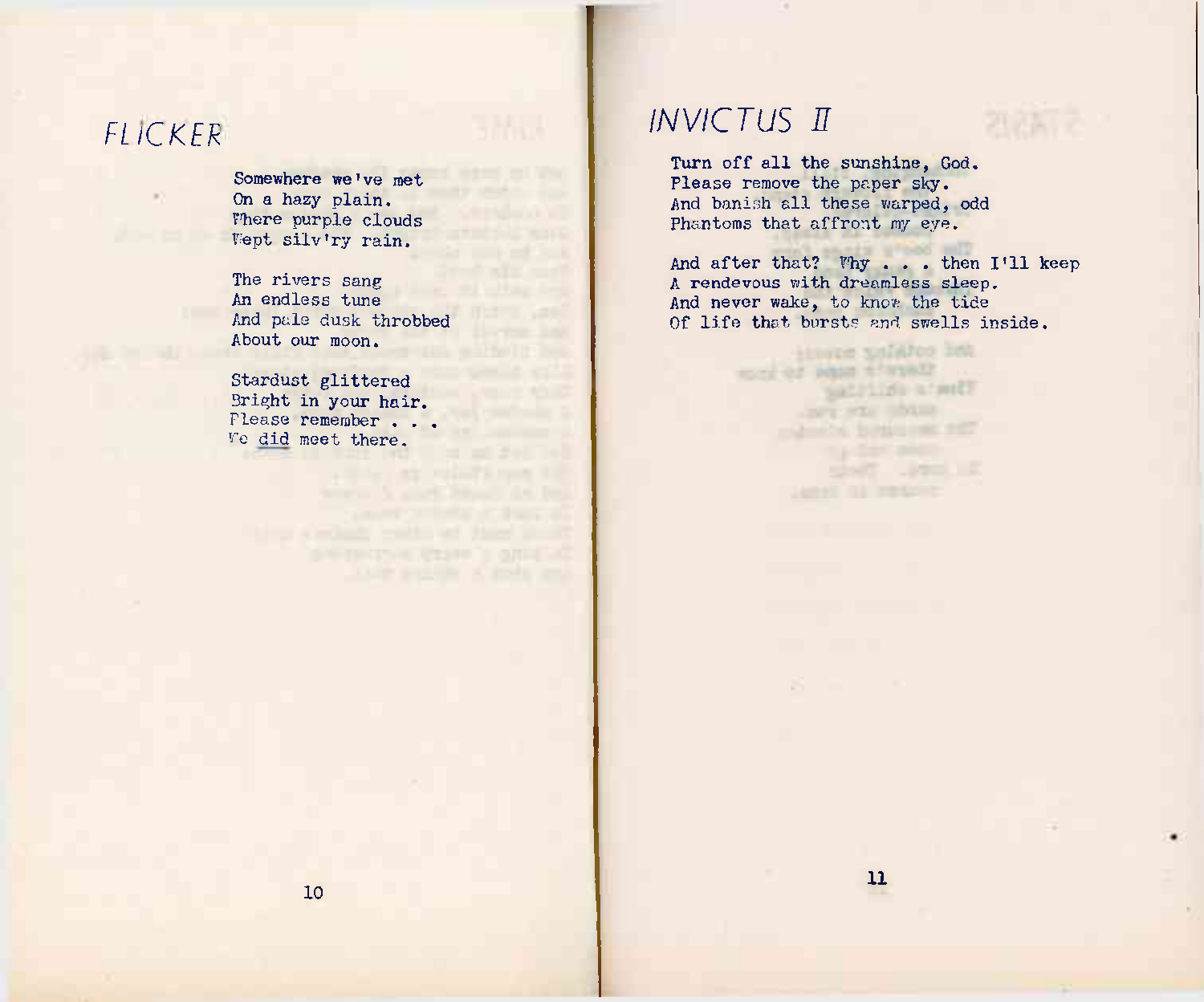# FLICKER

Somewhere we've met
On a hazy plain.
Where purple clouds
Wept silv'ry rain.

The rivers sang
An endless tune
And pale dusk throbbed
About our moon.

Stardust glittered
Bright in your hair.
Please remember . . .
We did meet there.

# INVICTUS II

Turn off all the sunshine, God.
Please remove the paper sky.
And banish all these warped, odd
Phantoms that affront my eye.

And after that? Why . . . then I'll keep
A rendevous with dreamless sleep.
And never wake, to know the tide
Of life that bursts and swells inside.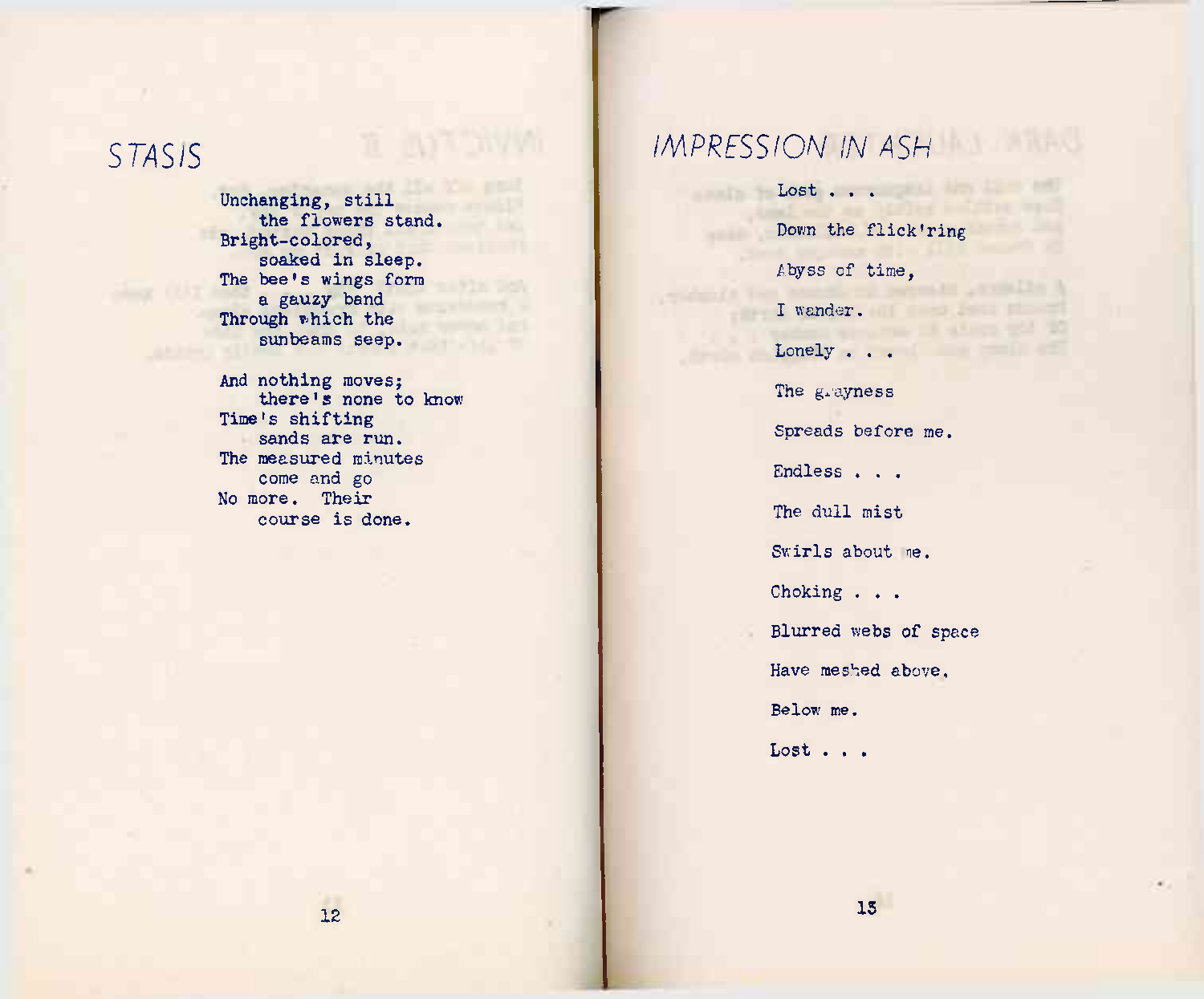# STASIS

Unchanging, still
    the flowers stand.
Bright-colored,
    soaked in sleep.
The bee's wings form
    a gauzy band
Through which the
    sunbeams seep.

And nothing moves;
    there's none to know
Time's shifting
    sands are run.
The measured minutes
    come and go
No more. Their
    course is done.

# IMPRESSION IN ASH

Lost . . .

Down the flick'ring

Abyss of time,

I wander.

Lonely . . .

The grayness

Spreads before me.

Endless . . .

The dull mist

Swirls about me.

Choking . . .

Blurred webs of space

Have meshed above,

Below me.

Lost . . .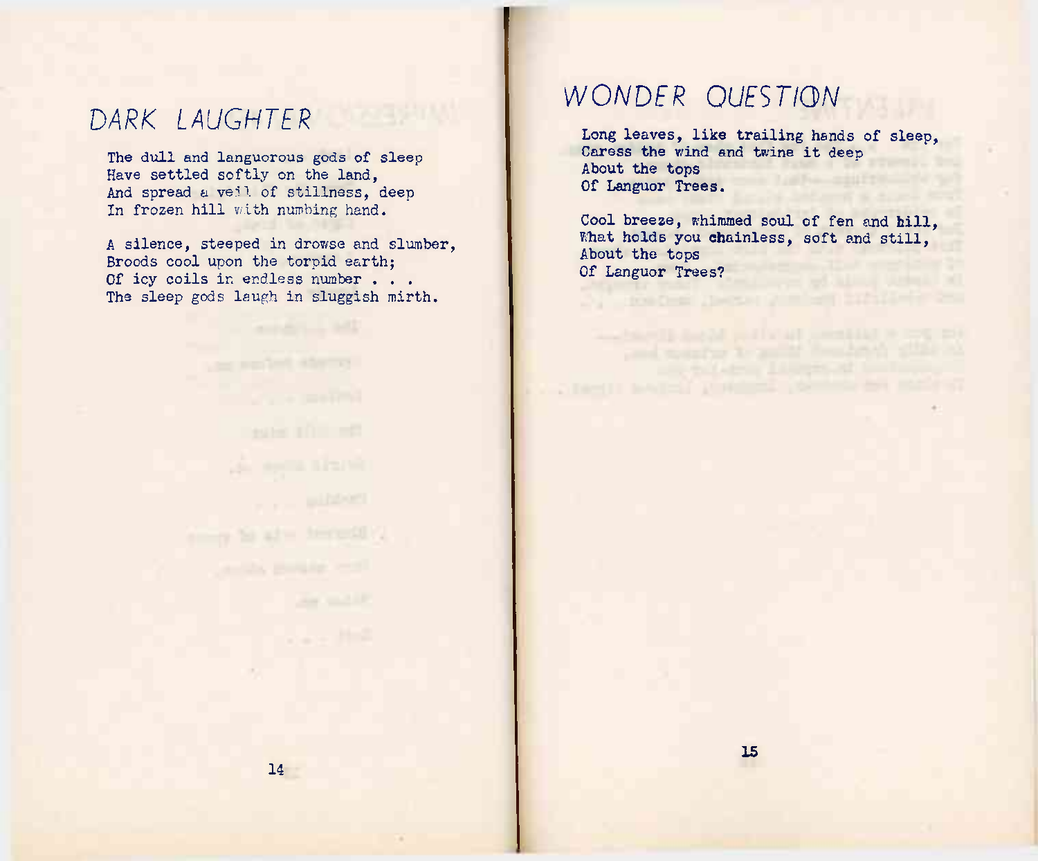# DARK LAUGHTER

The dull and languorous gods of sleep
Have settled softly on the land,
And spread a veil of stillness, deep
In frozen hill with numbing hand.

A silence, steeped in drowse and slumber,
Broods cool upon the torpid earth;
Of icy coils in endless number . . .
The sleep gods laugh in sluggish mirth.

# WONDER QUESTION

Long leaves, like trailing hands of sleep,
Caress the wind and twine it deep
About the tops
Of Languor Trees.

Cool breeze, whimmed soul of fen and hill,
What holds you chainless, soft and still,
About the tops
Of Languor Trees?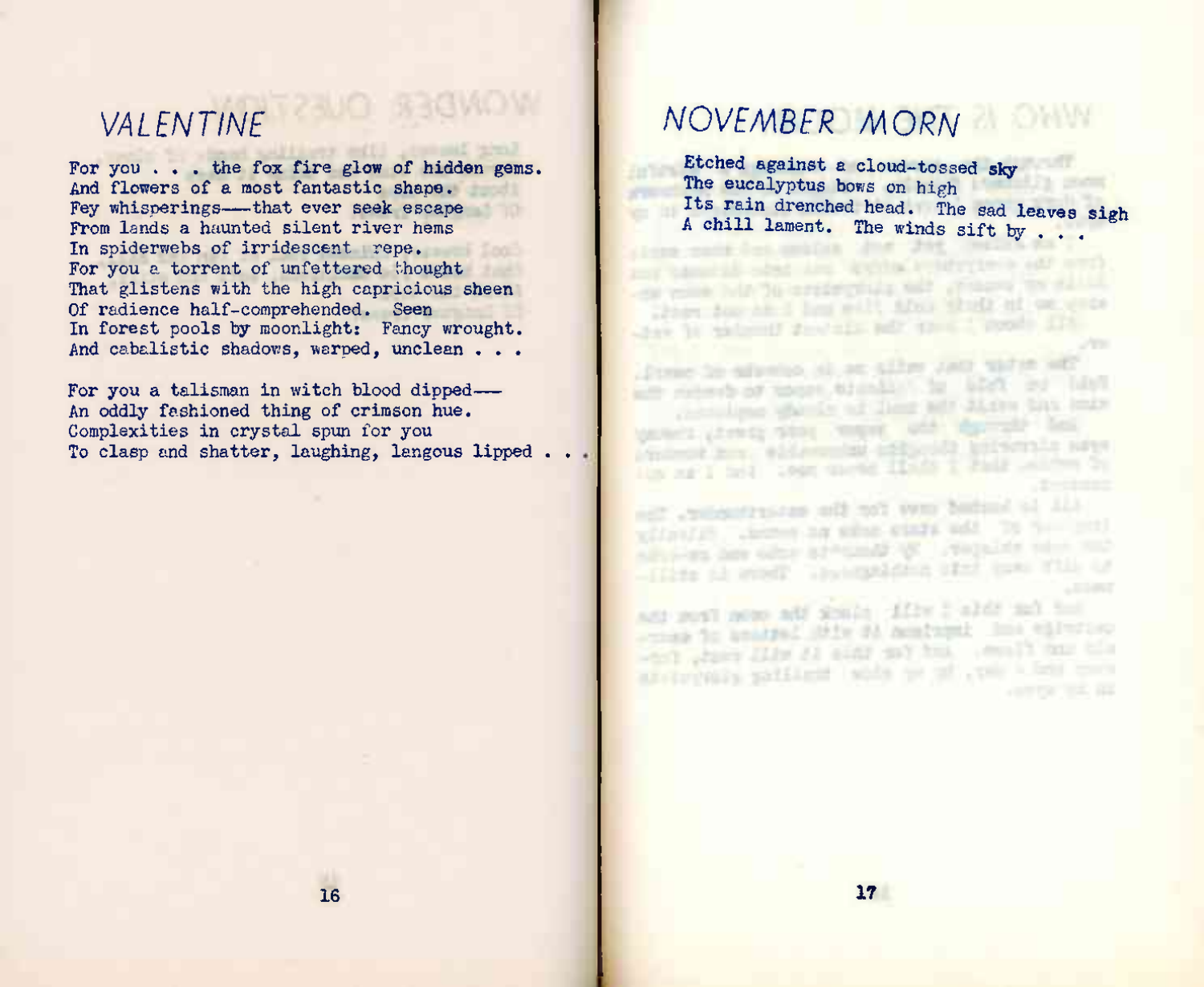## VALENTINE

For you . . . the fox fire glow of hidden gems.
And flowers of a most fantastic shape.
Fey whisperings—that ever seek escape
From lands a haunted silent river hems
In spiderwebs of irridescent crepe.
For you a torrent of unfettered thought
That glistens with the high capricious sheen
Of radience half-comprehended. Seen
In forest pools by moonlight: Fancy wrought.
And cabalistic shadows, warped, unclean . . .

For you a talisman in witch blood dipped—
An oddly fashioned thing of crimson hue.
Complexities in crystal spun for you
To clasp and shatter, laughing, langous lipped . . .

## NOVEMBER MORN

Etched against a cloud-tossed sky
The eucalyptus bows on high
Its rain drenched head. The sad leaves sigh
A chill lament. The winds sift by . . .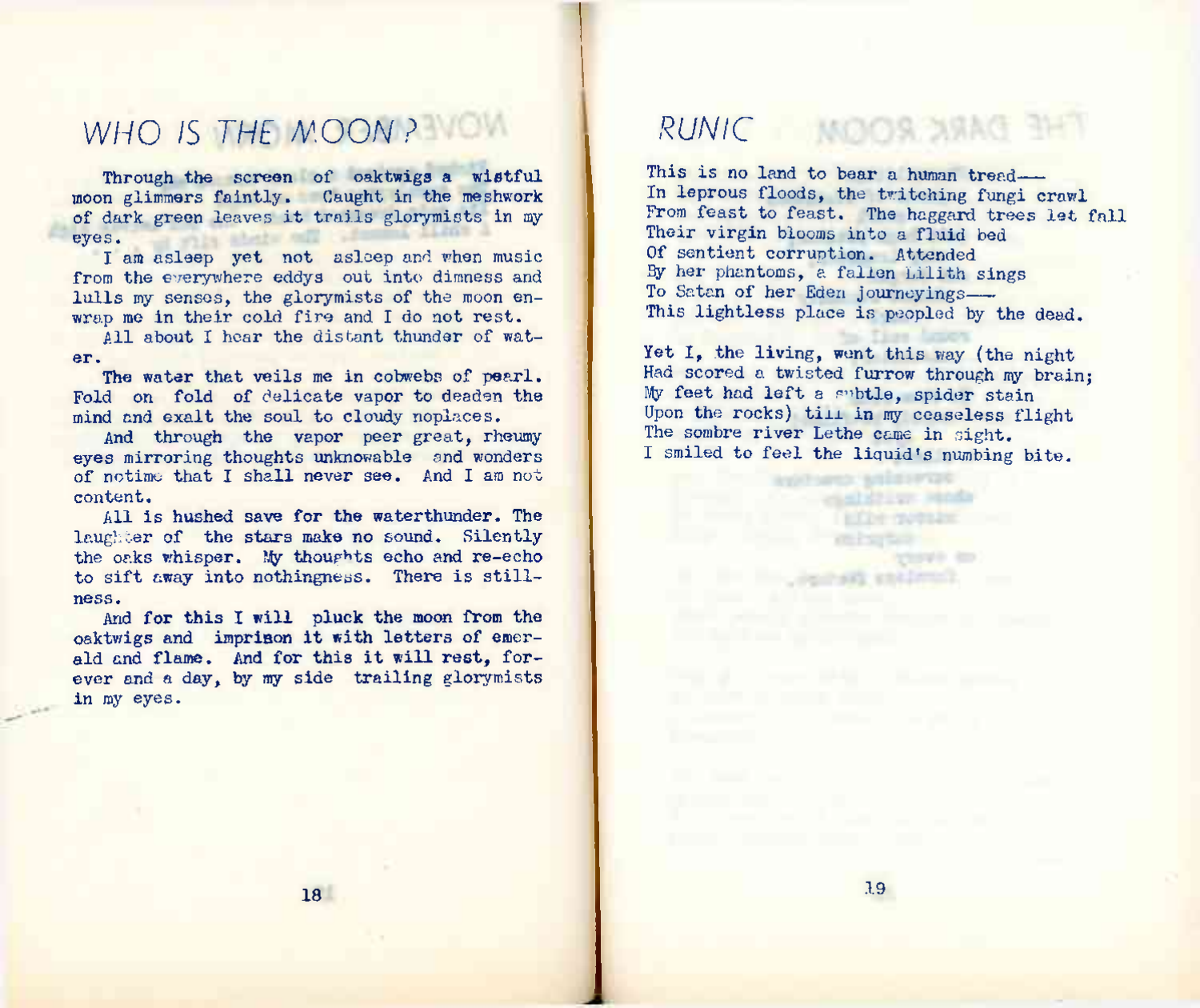# WHO IS THE MOON?

Through the screen of oaktwigs a wistful moon glimmers faintly. Caught in the meshwork of dark green leaves it trails glorymists in my eyes.

I am asleep yet not asleep and when music from the everywhere eddys out into dimness and lulls my senses, the glorymists of the moon enwrap me in their cold fire and I do not rest.

All about I hear the distant thunder of water.

The water that veils me in cobwebs of pearl. Fold on fold of delicate vapor to deaden the mind and exalt the soul to cloudy noplaces.

And through the vapor peer great, rheumy eyes mirroring thoughts unknowable and wonders of notime that I shall never see. And I am not content.

All is hushed save for the waterthunder. The laughter of the stars make no sound. Silently the oaks whisper. My thoughts echo and re-echo to sift away into nothingness. There is stillness.

And for this I will pluck the moon from the oaktwigs and imprison it with letters of emerald and flame. And for this it will rest, forever and a day, by my side trailing glorymists in my eyes.

# RUNIC

This is no land to bear a human tread—
In leprous floods, the twitching fungi crawl
From feast to feast. The haggard trees let fall
Their virgin blooms into a fluid bed
Of sentient corruption. Attended
By her phantoms, a fallen Lilith sings
To Satan of her Eden journeyings—
This lightless place is peopled by the dead.

Yet I, the living, went this way (the night
Had scored a twisted furrow through my brain;
My feet had left a subtle, spider stain
Upon the rocks) till in my ceaseless flight
The sombre river Lethe came in sight.
I smiled to feel the liquid's numbing bite.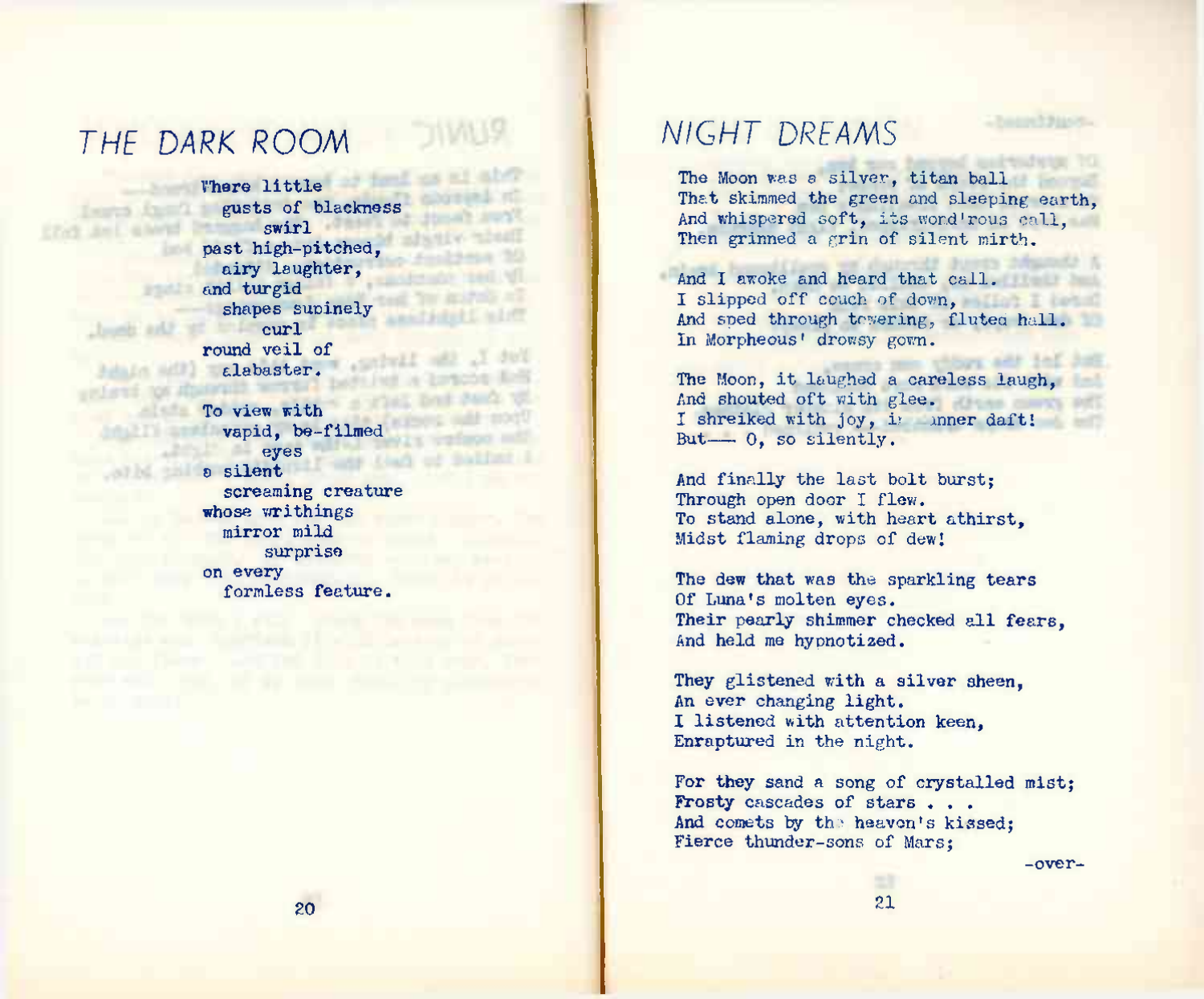# THE DARK ROOM

Where little
  gusts of blackness
    swirl
past high-pitched,
  airy laughter,
and turgid
  shapes supinely
    curl
round veil of
  alabaster.

To view with
  vapid, be-filmed
    eyes
a silent
  screaming creature
whose writhings
  mirror mild
    surprise
on every
  formless feature.

# NIGHT DREAMS

The Moon was a silver, titan ball
That skimmed the green and sleeping earth,
And whispered soft, its word'rous call,
Then grinned a grin of silent mirth.

And I awoke and heard that call.
I slipped off couch of down,
And sped through towering, fluted hall.
In Morpheous' drowsy gown.

The Moon, it laughed a careless laugh,
And shouted oft with glee.
I shreiked with joy, in manner daft!
But—— O, so silently.

And finally the last bolt burst;
Through open door I flew.
To stand alone, with heart athirst,
Midst flaming drops of dew!

The dew that was the sparkling tears
Of Luna's molten eyes.
Their pearly shimmer checked all fears,
And held me hypnotized.

They glistened with a silver sheen,
An ever changing light.
I listened with attention keen,
Enraptured in the night.

For they sand a song of crystalled mist;
Frosty cascades of stars . . .
And comets by the heaven's kissed;
Fierce thunder-sons of Mars;

-over-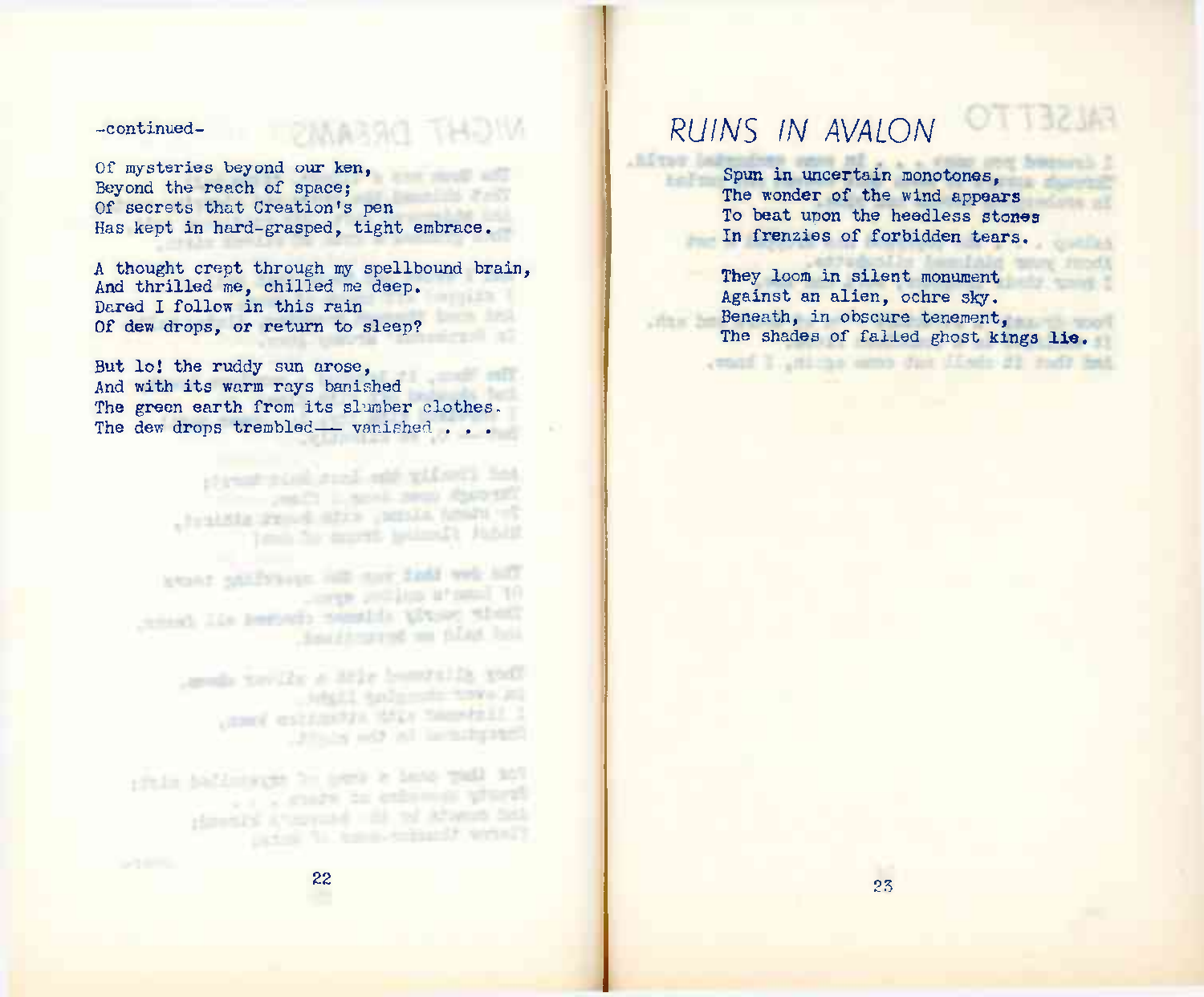-continued-

Of mysteries beyond our ken,  
Beyond the reach of space;  
Of secrets that Creation's pen  
Has kept in hard-grasped, tight embrace.

A thought crept through my spellbound brain,  
And thrilled me, chilled me deep.  
Dared I follow in this rain  
Of dew drops, or return to sleep?

But lo! the ruddy sun arose,  
And with its warm rays banished  
The green earth from its slumber clothes.  
The dew drops trembled— vanished . . .

## RUINS IN AVALON

Spun in uncertain monotones,  
The wonder of the wind appears  
To beat upon the heedless stones  
In frenzies of forbidden tears.

They loom in silent monument  
Against an alien, ochre sky.  
Beneath, in obscure tenement,  
The shades of failed ghost kings lie.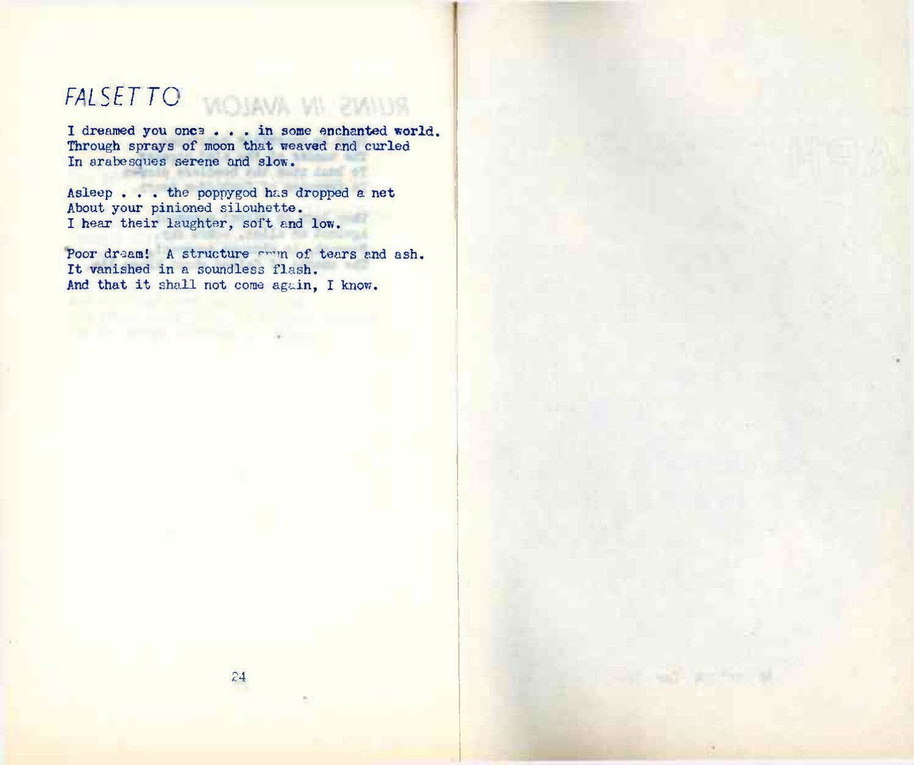# FALSETTO

I dreamed you once . . . in some enchanted world.
Through sprays of moon that weaved and curled
In arabesques serene and slow.

Asleep . . . the poppygod has dropped a net
About your pinioned silouhette.
I hear their laughter, soft and low.

Poor dream! A structure spun of tears and ash.
It vanished in a soundless flash.
And that it shall not come again, I know.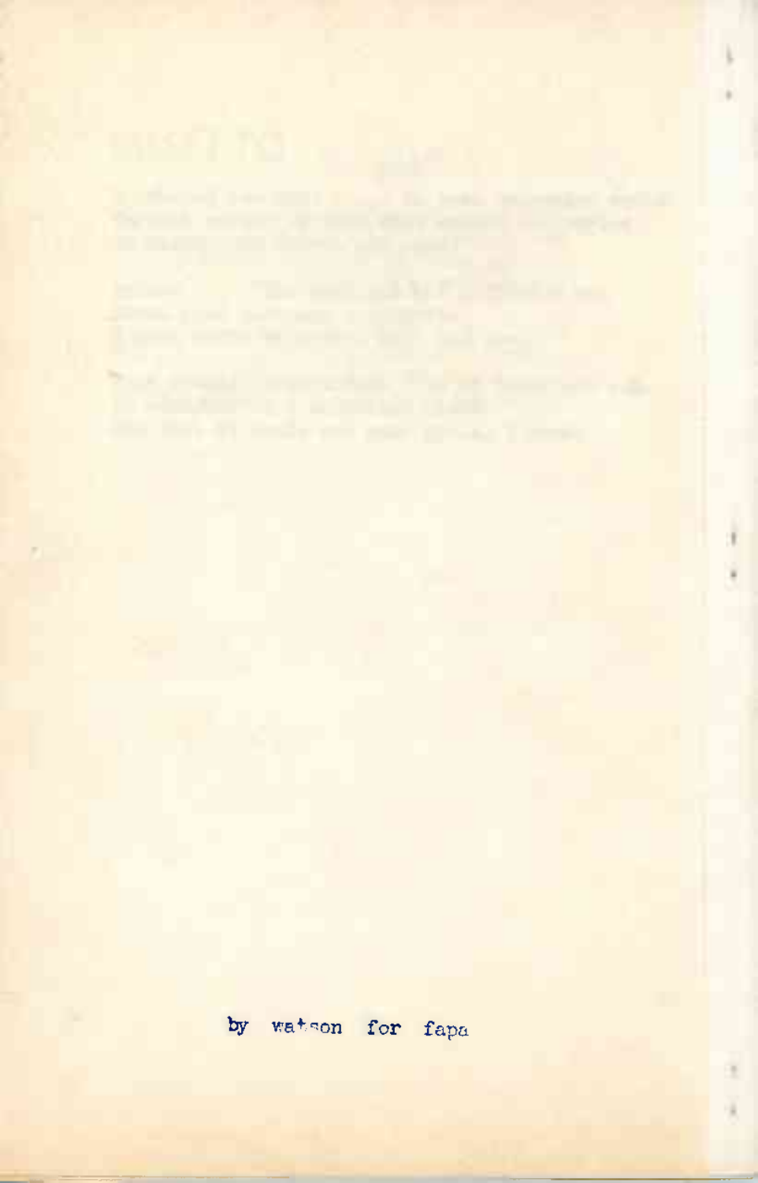by watson for fapa